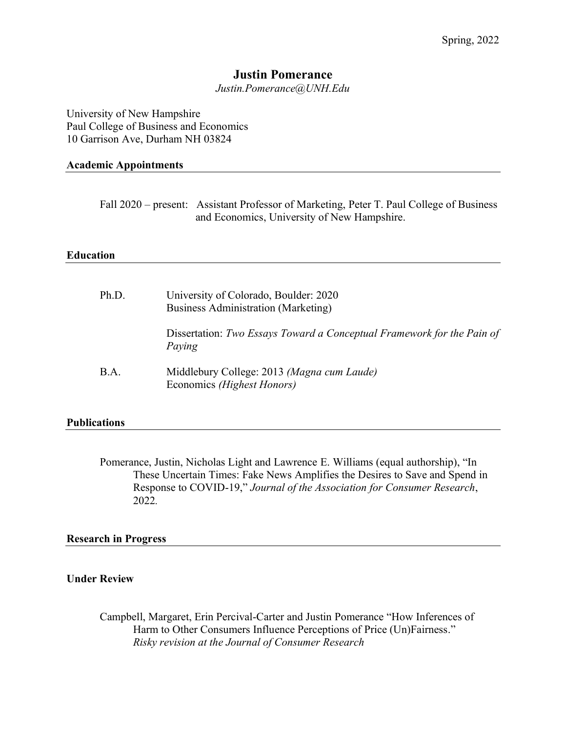Spring, 2022

# Justin Pomerance

*Justin.Pomerance@UNH.Edu*

University of New Hampshire
Paul College of Business and Economics
10 Garrison Ave, Durham NH 03824

## Academic Appointments

Fall 2020 – present: Assistant Professor of Marketing, Peter T. Paul College of Business and Economics, University of New Hampshire.

## Education

Ph.D. University of Colorado, Boulder: 2020
Business Administration (Marketing)

Dissertation: *Two Essays Toward a Conceptual Framework for the Pain of Paying*

B.A. Middlebury College: 2013 *(Magna cum Laude)*
Economics *(Highest Honors)*

## Publications

Pomerance, Justin, Nicholas Light and Lawrence E. Williams (equal authorship), "In These Uncertain Times: Fake News Amplifies the Desires to Save and Spend in Response to COVID-19," *Journal of the Association for Consumer Research*, 2022.

## Research in Progress

### Under Review

Campbell, Margaret, Erin Percival-Carter and Justin Pomerance "How Inferences of Harm to Other Consumers Influence Perceptions of Price (Un)Fairness." *Risky revision at the Journal of Consumer Research*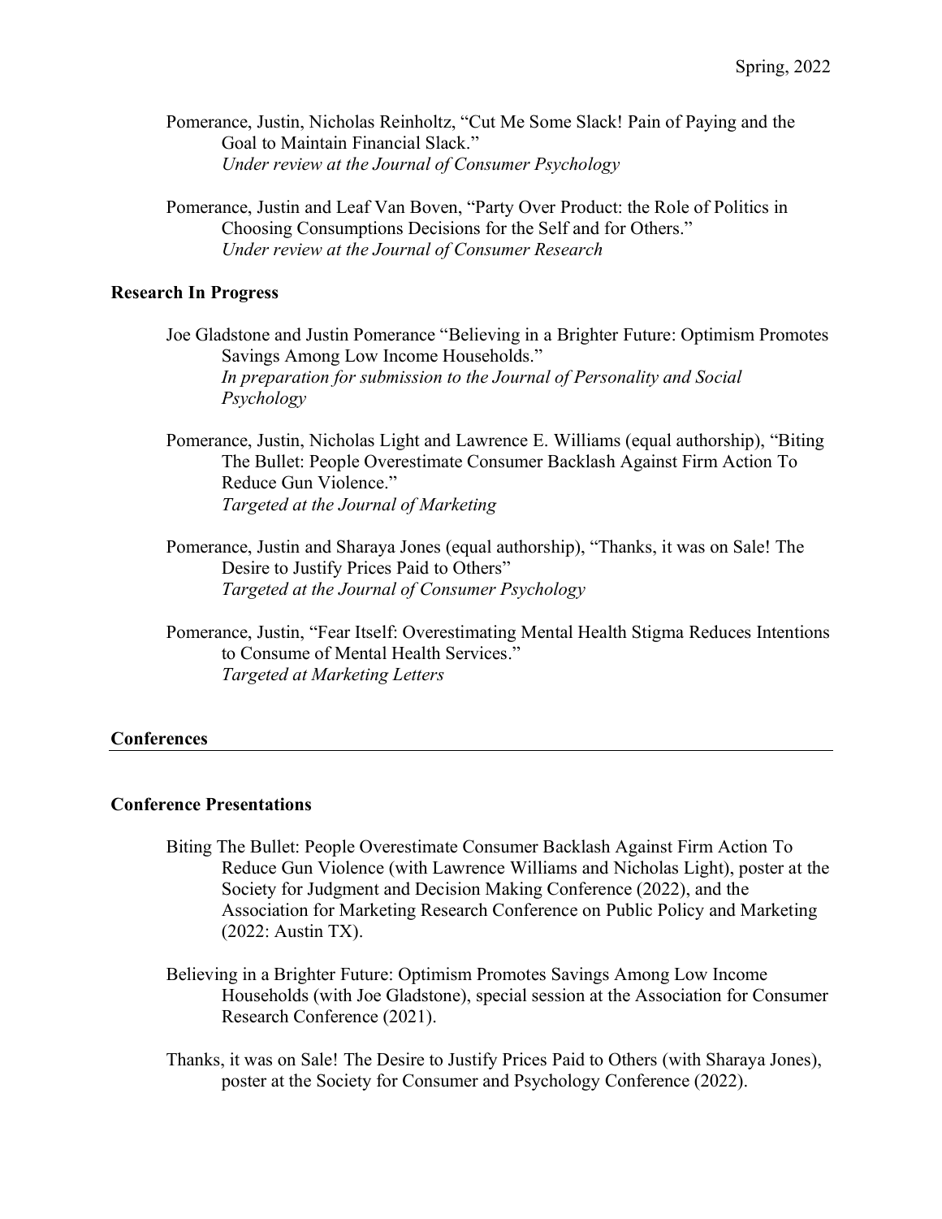Pomerance, Justin, Nicholas Reinholtz, "Cut Me Some Slack! Pain of Paying and the Goal to Maintain Financial Slack."
*Under review at the Journal of Consumer Psychology*

Pomerance, Justin and Leaf Van Boven, "Party Over Product: the Role of Politics in Choosing Consumptions Decisions for the Self and for Others."
*Under review at the Journal of Consumer Research*

### Research In Progress

Joe Gladstone and Justin Pomerance "Believing in a Brighter Future: Optimism Promotes Savings Among Low Income Households."
*In preparation for submission to the Journal of Personality and Social Psychology*

Pomerance, Justin, Nicholas Light and Lawrence E. Williams (equal authorship), "Biting The Bullet: People Overestimate Consumer Backlash Against Firm Action To Reduce Gun Violence."
*Targeted at the Journal of Marketing*

Pomerance, Justin and Sharaya Jones (equal authorship), "Thanks, it was on Sale! The Desire to Justify Prices Paid to Others"
*Targeted at the Journal of Consumer Psychology*

Pomerance, Justin, "Fear Itself: Overestimating Mental Health Stigma Reduces Intentions to Consume of Mental Health Services."
*Targeted at Marketing Letters*

## Conferences

### Conference Presentations

Biting The Bullet: People Overestimate Consumer Backlash Against Firm Action To Reduce Gun Violence (with Lawrence Williams and Nicholas Light), poster at the Society for Judgment and Decision Making Conference (2022), and the Association for Marketing Research Conference on Public Policy and Marketing (2022: Austin TX).

Believing in a Brighter Future: Optimism Promotes Savings Among Low Income Households (with Joe Gladstone), special session at the Association for Consumer Research Conference (2021).

Thanks, it was on Sale! The Desire to Justify Prices Paid to Others (with Sharaya Jones), poster at the Society for Consumer and Psychology Conference (2022).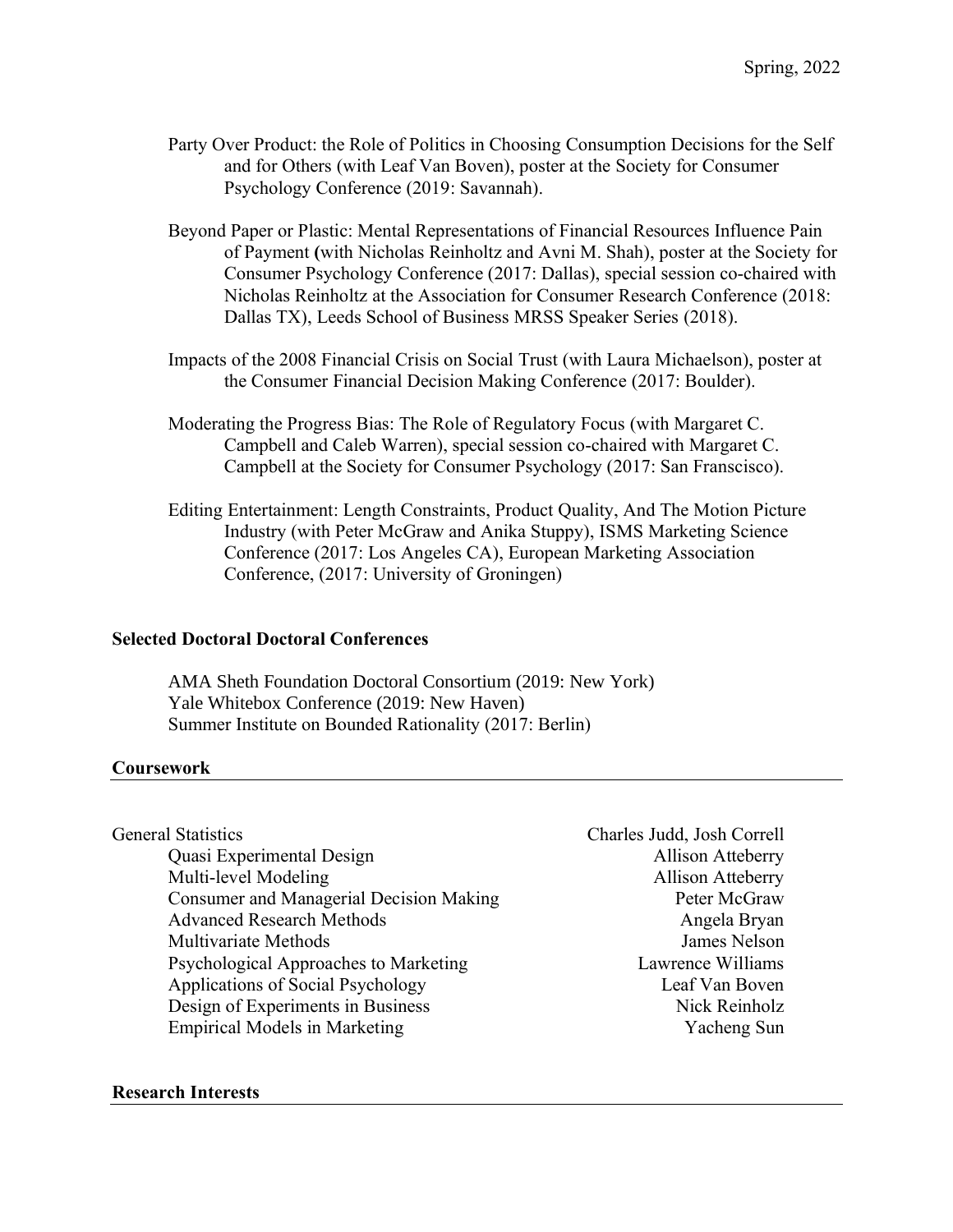Party Over Product: the Role of Politics in Choosing Consumption Decisions for the Self and for Others (with Leaf Van Boven), poster at the Society for Consumer Psychology Conference (2019: Savannah).

Beyond Paper or Plastic: Mental Representations of Financial Resources Influence Pain of Payment **(**with Nicholas Reinholtz and Avni M. Shah), poster at the Society for Consumer Psychology Conference (2017: Dallas), special session co-chaired with Nicholas Reinholtz at the Association for Consumer Research Conference (2018: Dallas TX), Leeds School of Business MRSS Speaker Series (2018).

Impacts of the 2008 Financial Crisis on Social Trust (with Laura Michaelson), poster at the Consumer Financial Decision Making Conference (2017: Boulder).

Moderating the Progress Bias: The Role of Regulatory Focus (with Margaret C. Campbell and Caleb Warren), special session co-chaired with Margaret C. Campbell at the Society for Consumer Psychology (2017: San Franscisco).

Editing Entertainment: Length Constraints, Product Quality, And The Motion Picture Industry (with Peter McGraw and Anika Stuppy), ISMS Marketing Science Conference (2017: Los Angeles CA), European Marketing Association Conference, (2017: University of Groningen)

### Selected Doctoral Doctoral Conferences

AMA Sheth Foundation Doctoral Consortium (2019: New York)
Yale Whitebox Conference (2019: New Haven)
Summer Institute on Bounded Rationality (2017: Berlin)

## Coursework

| Course | Instructor |
|---|---|
| General Statistics | Charles Judd, Josh Correll |
| Quasi Experimental Design | Allison Atteberry |
| Multi-level Modeling | Allison Atteberry |
| Consumer and Managerial Decision Making | Peter McGraw |
| Advanced Research Methods | Angela Bryan |
| Multivariate Methods | James Nelson |
| Psychological Approaches to Marketing | Lawrence Williams |
| Applications of Social Psychology | Leaf Van Boven |
| Design of Experiments in Business | Nick Reinholz |
| Empirical Models in Marketing | Yacheng Sun |

## Research Interests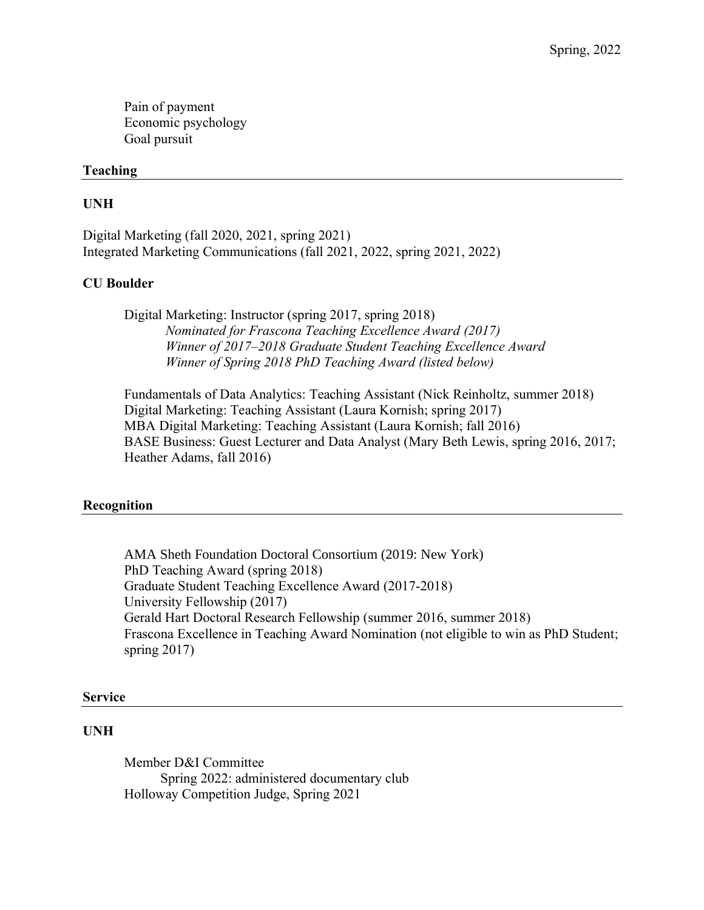Pain of payment
Economic psychology
Goal pursuit

## Teaching

### UNH

Digital Marketing (fall 2020, 2021, spring 2021)
Integrated Marketing Communications (fall 2021, 2022, spring 2021, 2022)

### CU Boulder

Digital Marketing: Instructor (spring 2017, spring 2018)
*Nominated for Frascona Teaching Excellence Award (2017)*
*Winner of 2017–2018 Graduate Student Teaching Excellence Award*
*Winner of Spring 2018 PhD Teaching Award (listed below)*

Fundamentals of Data Analytics: Teaching Assistant (Nick Reinholtz, summer 2018)
Digital Marketing: Teaching Assistant (Laura Kornish; spring 2017)
MBA Digital Marketing: Teaching Assistant (Laura Kornish; fall 2016)
BASE Business: Guest Lecturer and Data Analyst (Mary Beth Lewis, spring 2016, 2017; Heather Adams, fall 2016)

## Recognition

AMA Sheth Foundation Doctoral Consortium (2019: New York)
PhD Teaching Award (spring 2018)
Graduate Student Teaching Excellence Award (2017-2018)
University Fellowship (2017)
Gerald Hart Doctoral Research Fellowship (summer 2016, summer 2018)
Frascona Excellence in Teaching Award Nomination (not eligible to win as PhD Student; spring 2017)

## Service

### UNH

Member D&I Committee
Spring 2022: administered documentary club
Holloway Competition Judge, Spring 2021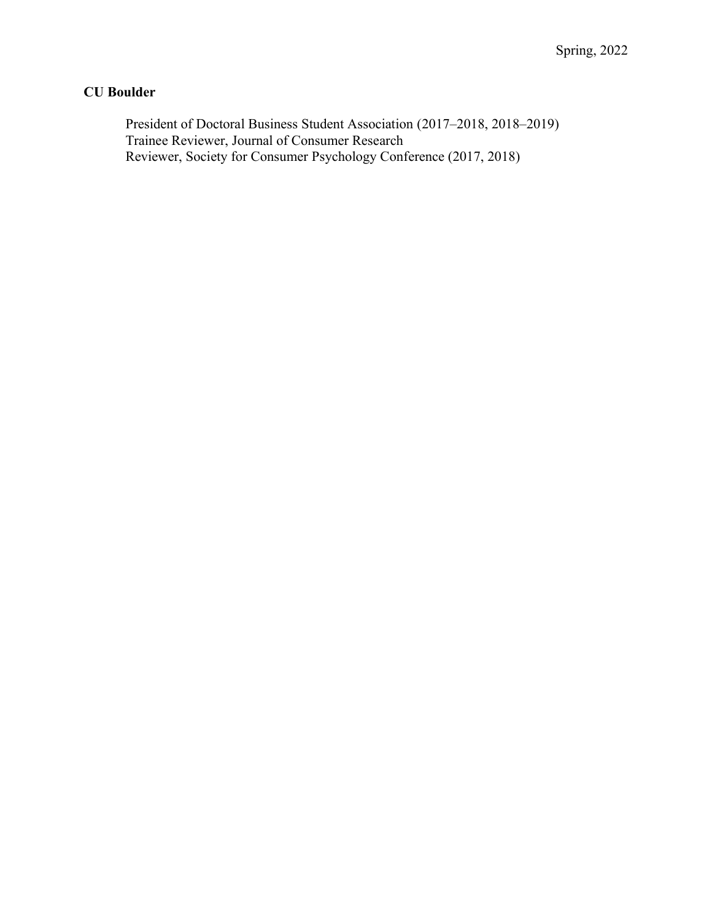**CU Boulder**

President of Doctoral Business Student Association (2017–2018, 2018–2019)
Trainee Reviewer, Journal of Consumer Research
Reviewer, Society for Consumer Psychology Conference (2017, 2018)